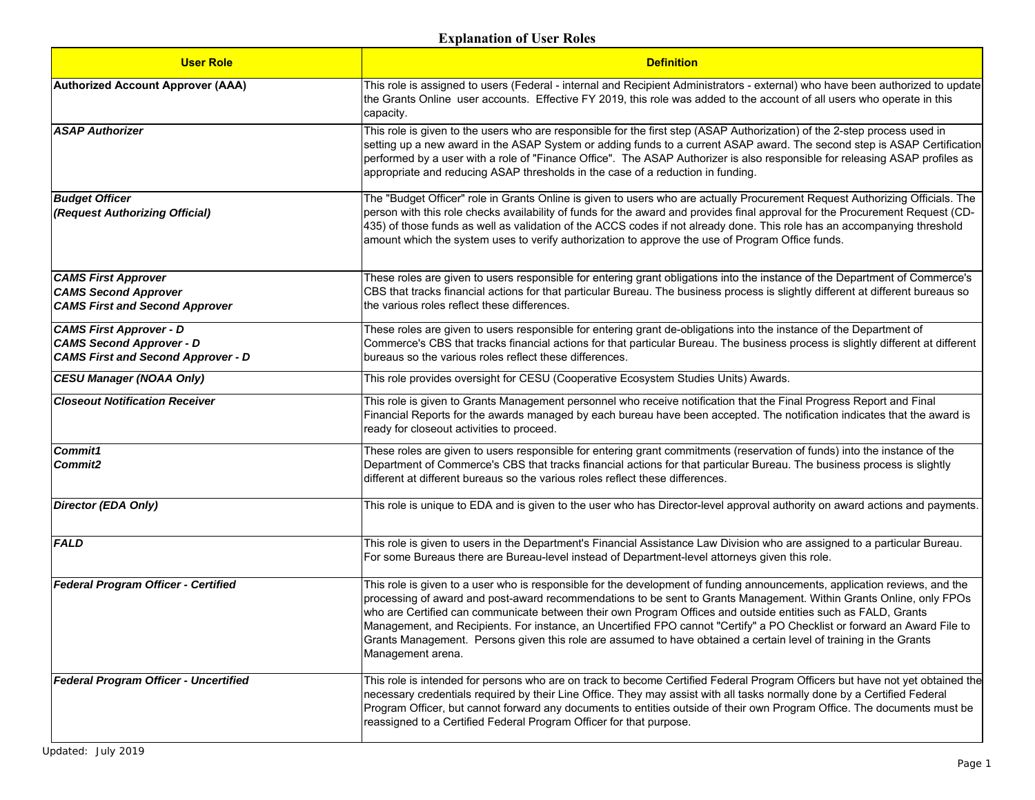# Explanation of User Roles

| User Role | Definition |
|---|---|
| **Authorized Account Approver (AAA)** | This role is assigned to users (Federal - internal and Recipient Administrators - external) who have been authorized to update the Grants Online user accounts. Effective FY 2019, this role was added to the account of all users who operate in this capacity. |
| ***ASAP Authorizer*** | This role is given to the users who are responsible for the first step (ASAP Authorization) of the 2-step process used in setting up a new award in the ASAP System or adding funds to a current ASAP award. The second step is ASAP Certification performed by a user with a role of "Finance Office". The ASAP Authorizer is also responsible for releasing ASAP profiles as appropriate and reducing ASAP thresholds in the case of a reduction in funding. |
| ***Budget Officer*** <br> ***(Request Authorizing Official)*** | The "Budget Officer" role in Grants Online is given to users who are actually Procurement Request Authorizing Officials. The person with this role checks availability of funds for the award and provides final approval for the Procurement Request (CD-435) of those funds as well as validation of the ACCS codes if not already done. This role has an accompanying threshold amount which the system uses to verify authorization to approve the use of Program Office funds. |
| ***CAMS First Approver*** <br> ***CAMS Second Approver*** <br> ***CAMS First and Second Approver*** | These roles are given to users responsible for entering grant obligations into the instance of the Department of Commerce's CBS that tracks financial actions for that particular Bureau. The business process is slightly different at different bureaus so the various roles reflect these differences. |
| ***CAMS First Approver - D*** <br> ***CAMS Second Approver - D*** <br> ***CAMS First and Second Approver - D*** | These roles are given to users responsible for entering grant de-obligations into the instance of the Department of Commerce's CBS that tracks financial actions for that particular Bureau. The business process is slightly different at different bureaus so the various roles reflect these differences. |
| ***CESU Manager (NOAA Only)*** | This role provides oversight for CESU (Cooperative Ecosystem Studies Units) Awards. |
| ***Closeout Notification Receiver*** | This role is given to Grants Management personnel who receive notification that the Final Progress Report and Final Financial Reports for the awards managed by each bureau have been accepted. The notification indicates that the award is ready for closeout activities to proceed. |
| ***Commit1*** <br> ***Commit2*** | These roles are given to users responsible for entering grant commitments (reservation of funds) into the instance of the Department of Commerce's CBS that tracks financial actions for that particular Bureau. The business process is slightly different at different bureaus so the various roles reflect these differences. |
| ***Director (EDA Only)*** | This role is unique to EDA and is given to the user who has Director-level approval authority on award actions and payments. |
| ***FALD*** | This role is given to users in the Department's Financial Assistance Law Division who are assigned to a particular Bureau. For some Bureaus there are Bureau-level instead of Department-level attorneys given this role. |
| ***Federal Program Officer - Certified*** | This role is given to a user who is responsible for the development of funding announcements, application reviews, and the processing of award and post-award recommendations to be sent to Grants Management. Within Grants Online, only FPOs who are Certified can communicate between their own Program Offices and outside entities such as FALD, Grants Management, and Recipients. For instance, an Uncertified FPO cannot "Certify" a PO Checklist or forward an Award File to Grants Management. Persons given this role are assumed to have obtained a certain level of training in the Grants Management arena. |
| ***Federal Program Officer - Uncertified*** | This role is intended for persons who are on track to become Certified Federal Program Officers but have not yet obtained the necessary credentials required by their Line Office. They may assist with all tasks normally done by a Certified Federal Program Officer, but cannot forward any documents to entities outside of their own Program Office. The documents must be reassigned to a Certified Federal Program Officer for that purpose. |

Updated: July 2019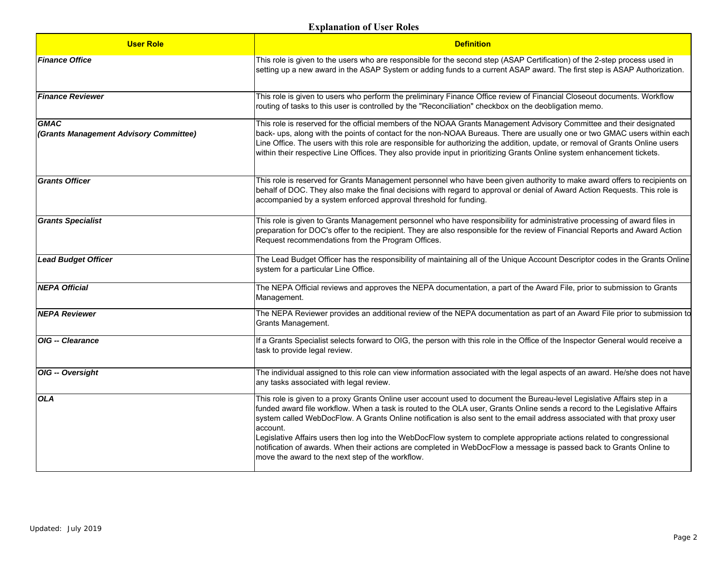## Explanation of User Roles

| User Role | Definition |
| --- | --- |
| ***Finance Office*** | This role is given to the users who are responsible for the second step (ASAP Certification) of the 2-step process used in setting up a new award in the ASAP System or adding funds to a current ASAP award. The first step is ASAP Authorization. |
| ***Finance Reviewer*** | This role is given to users who perform the preliminary Finance Office review of Financial Closeout documents. Workflow routing of tasks to this user is controlled by the "Reconciliation" checkbox on the deobligation memo. |
| ***GMAC*** ***(Grants Management Advisory Committee)*** | This role is reserved for the official members of the NOAA Grants Management Advisory Committee and their designated back- ups, along with the points of contact for the non-NOAA Bureaus. There are usually one or two GMAC users within each Line Office. The users with this role are responsible for authorizing the addition, update, or removal of Grants Online users within their respective Line Offices. They also provide input in prioritizing Grants Online system enhancement tickets. |
| ***Grants Officer*** | This role is reserved for Grants Management personnel who have been given authority to make award offers to recipients on behalf of DOC. They also make the final decisions with regard to approval or denial of Award Action Requests. This role is accompanied by a system enforced approval threshold for funding. |
| ***Grants Specialist*** | This role is given to Grants Management personnel who have responsibility for administrative processing of award files in preparation for DOC's offer to the recipient. They are also responsible for the review of Financial Reports and Award Action Request recommendations from the Program Offices. |
| ***Lead Budget Officer*** | The Lead Budget Officer has the responsibility of maintaining all of the Unique Account Descriptor codes in the Grants Online system for a particular Line Office. |
| ***NEPA Official*** | The NEPA Official reviews and approves the NEPA documentation, a part of the Award File, prior to submission to Grants Management. |
| ***NEPA Reviewer*** | The NEPA Reviewer provides an additional review of the NEPA documentation as part of an Award File prior to submission to Grants Management. |
| ***OIG -- Clearance*** | If a Grants Specialist selects forward to OIG, the person with this role in the Office of the Inspector General would receive a task to provide legal review. |
| ***OIG -- Oversight*** | The individual assigned to this role can view information associated with the legal aspects of an award. He/she does not have any tasks associated with legal review. |
| ***OLA*** | This role is given to a proxy Grants Online user account used to document the Bureau-level Legislative Affairs step in a funded award file workflow. When a task is routed to the OLA user, Grants Online sends a record to the Legislative Affairs system called WebDocFlow. A Grants Online notification is also sent to the email address associated with that proxy user account.<br>Legislative Affairs users then log into the WebDocFlow system to complete appropriate actions related to congressional notification of awards. When their actions are completed in WebDocFlow a message is passed back to Grants Online to move the award to the next step of the workflow. |

Updated: July 2019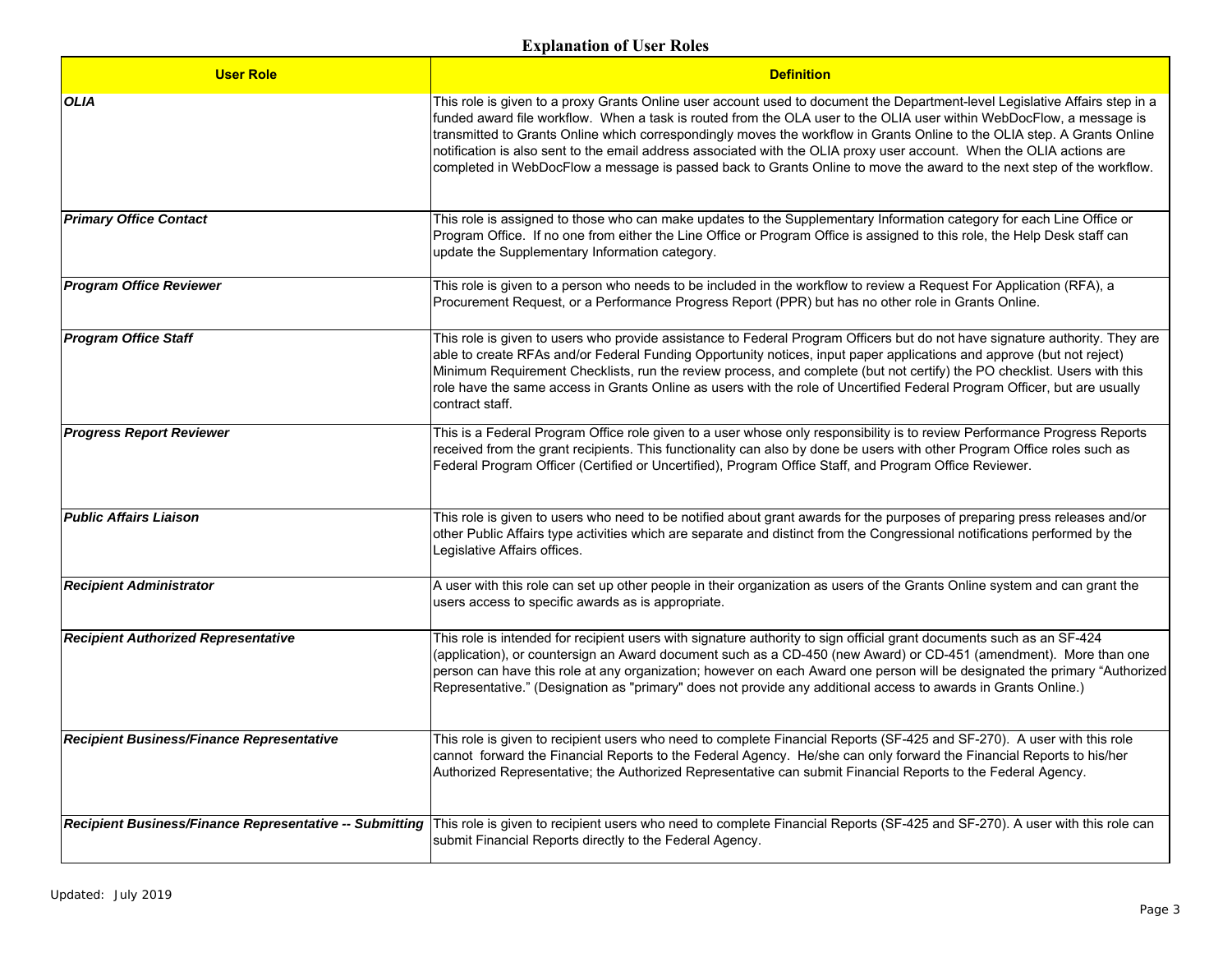## Explanation of User Roles

| User Role | Definition |
|---|---|
| *OLIA* | This role is given to a proxy Grants Online user account used to document the Department-level Legislative Affairs step in a funded award file workflow. When a task is routed from the OLA user to the OLIA user within WebDocFlow, a message is transmitted to Grants Online which correspondingly moves the workflow in Grants Online to the OLIA step. A Grants Online notification is also sent to the email address associated with the OLIA proxy user account. When the OLIA actions are completed in WebDocFlow a message is passed back to Grants Online to move the award to the next step of the workflow. |
| *Primary Office Contact* | This role is assigned to those who can make updates to the Supplementary Information category for each Line Office or Program Office. If no one from either the Line Office or Program Office is assigned to this role, the Help Desk staff can update the Supplementary Information category. |
| *Program Office Reviewer* | This role is given to a person who needs to be included in the workflow to review a Request For Application (RFA), a Procurement Request, or a Performance Progress Report (PPR) but has no other role in Grants Online. |
| *Program Office Staff* | This role is given to users who provide assistance to Federal Program Officers but do not have signature authority. They are able to create RFAs and/or Federal Funding Opportunity notices, input paper applications and approve (but not reject) Minimum Requirement Checklists, run the review process, and complete (but not certify) the PO checklist. Users with this role have the same access in Grants Online as users with the role of Uncertified Federal Program Officer, but are usually contract staff. |
| *Progress Report Reviewer* | This is a Federal Program Office role given to a user whose only responsibility is to review Performance Progress Reports received from the grant recipients. This functionality can also by done be users with other Program Office roles such as Federal Program Officer (Certified or Uncertified), Program Office Staff, and Program Office Reviewer. |
| *Public Affairs Liaison* | This role is given to users who need to be notified about grant awards for the purposes of preparing press releases and/or other Public Affairs type activities which are separate and distinct from the Congressional notifications performed by the Legislative Affairs offices. |
| *Recipient Administrator* | A user with this role can set up other people in their organization as users of the Grants Online system and can grant the users access to specific awards as is appropriate. |
| *Recipient Authorized Representative* | This role is intended for recipient users with signature authority to sign official grant documents such as an SF-424 (application), or countersign an Award document such as a CD-450 (new Award) or CD-451 (amendment). More than one person can have this role at any organization; however on each Award one person will be designated the primary "Authorized Representative." (Designation as "primary" does not provide any additional access to awards in Grants Online.) |
| *Recipient Business/Finance Representative* | This role is given to recipient users who need to complete Financial Reports (SF-425 and SF-270). A user with this role cannot forward the Financial Reports to the Federal Agency. He/she can only forward the Financial Reports to his/her Authorized Representative; the Authorized Representative can submit Financial Reports to the Federal Agency. |
| *Recipient Business/Finance Representative -- Submitting* | This role is given to recipient users who need to complete Financial Reports (SF-425 and SF-270). A user with this role can submit Financial Reports directly to the Federal Agency. |

Updated: July 2019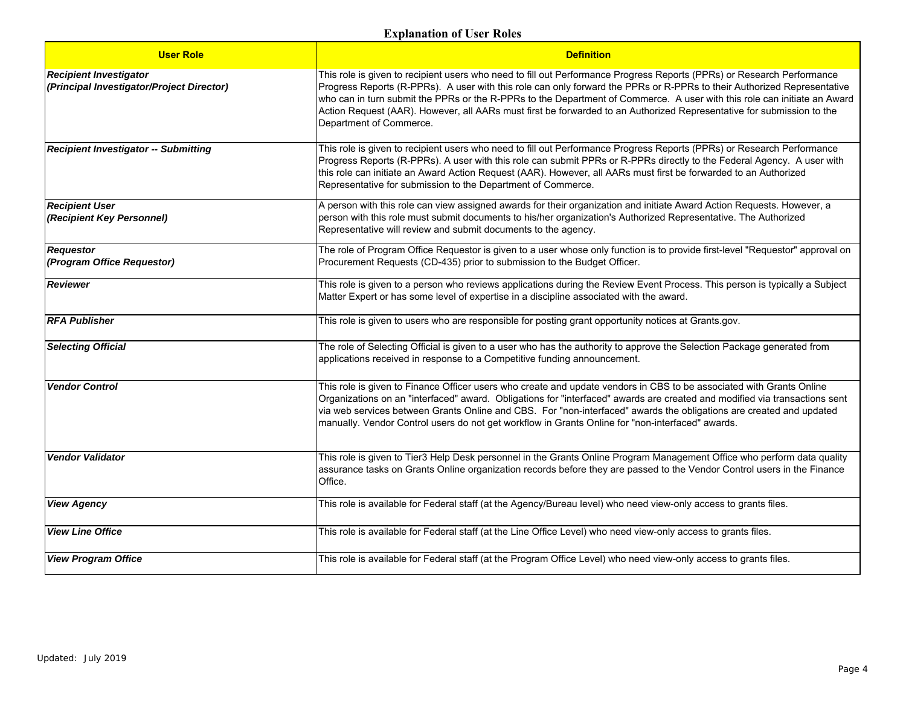## Explanation of User Roles

| User Role | Definition |
|---|---|
| ***Recipient Investigator (Principal Investigator/Project Director)*** | This role is given to recipient users who need to fill out Performance Progress Reports (PPRs) or Research Performance Progress Reports (R-PPRs). A user with this role can only forward the PPRs or R-PPRs to their Authorized Representative who can in turn submit the PPRs or the R-PPRs to the Department of Commerce. A user with this role can initiate an Award Action Request (AAR). However, all AARs must first be forwarded to an Authorized Representative for submission to the Department of Commerce. |
| ***Recipient Investigator -- Submitting*** | This role is given to recipient users who need to fill out Performance Progress Reports (PPRs) or Research Performance Progress Reports (R-PPRs). A user with this role can submit PPRs or R-PPRs directly to the Federal Agency. A user with this role can initiate an Award Action Request (AAR). However, all AARs must first be forwarded to an Authorized Representative for submission to the Department of Commerce. |
| ***Recipient User (Recipient Key Personnel)*** | A person with this role can view assigned awards for their organization and initiate Award Action Requests. However, a person with this role must submit documents to his/her organization's Authorized Representative. The Authorized Representative will review and submit documents to the agency. |
| ***Requestor (Program Office Requestor)*** | The role of Program Office Requestor is given to a user whose only function is to provide first-level "Requestor" approval on Procurement Requests (CD-435) prior to submission to the Budget Officer. |
| ***Reviewer*** | This role is given to a person who reviews applications during the Review Event Process. This person is typically a Subject Matter Expert or has some level of expertise in a discipline associated with the award. |
| ***RFA Publisher*** | This role is given to users who are responsible for posting grant opportunity notices at Grants.gov. |
| ***Selecting Official*** | The role of Selecting Official is given to a user who has the authority to approve the Selection Package generated from applications received in response to a Competitive funding announcement. |
| ***Vendor Control*** | This role is given to Finance Officer users who create and update vendors in CBS to be associated with Grants Online Organizations on an "interfaced" award. Obligations for "interfaced" awards are created and modified via transactions sent via web services between Grants Online and CBS. For "non-interfaced" awards the obligations are created and updated manually. Vendor Control users do not get workflow in Grants Online for "non-interfaced" awards. |
| ***Vendor Validator*** | This role is given to Tier3 Help Desk personnel in the Grants Online Program Management Office who perform data quality assurance tasks on Grants Online organization records before they are passed to the Vendor Control users in the Finance Office. |
| ***View Agency*** | This role is available for Federal staff (at the Agency/Bureau level) who need view-only access to grants files. |
| ***View Line Office*** | This role is available for Federal staff (at the Line Office Level) who need view-only access to grants files. |
| ***View Program Office*** | This role is available for Federal staff (at the Program Office Level) who need view-only access to grants files. |

Updated: July 2019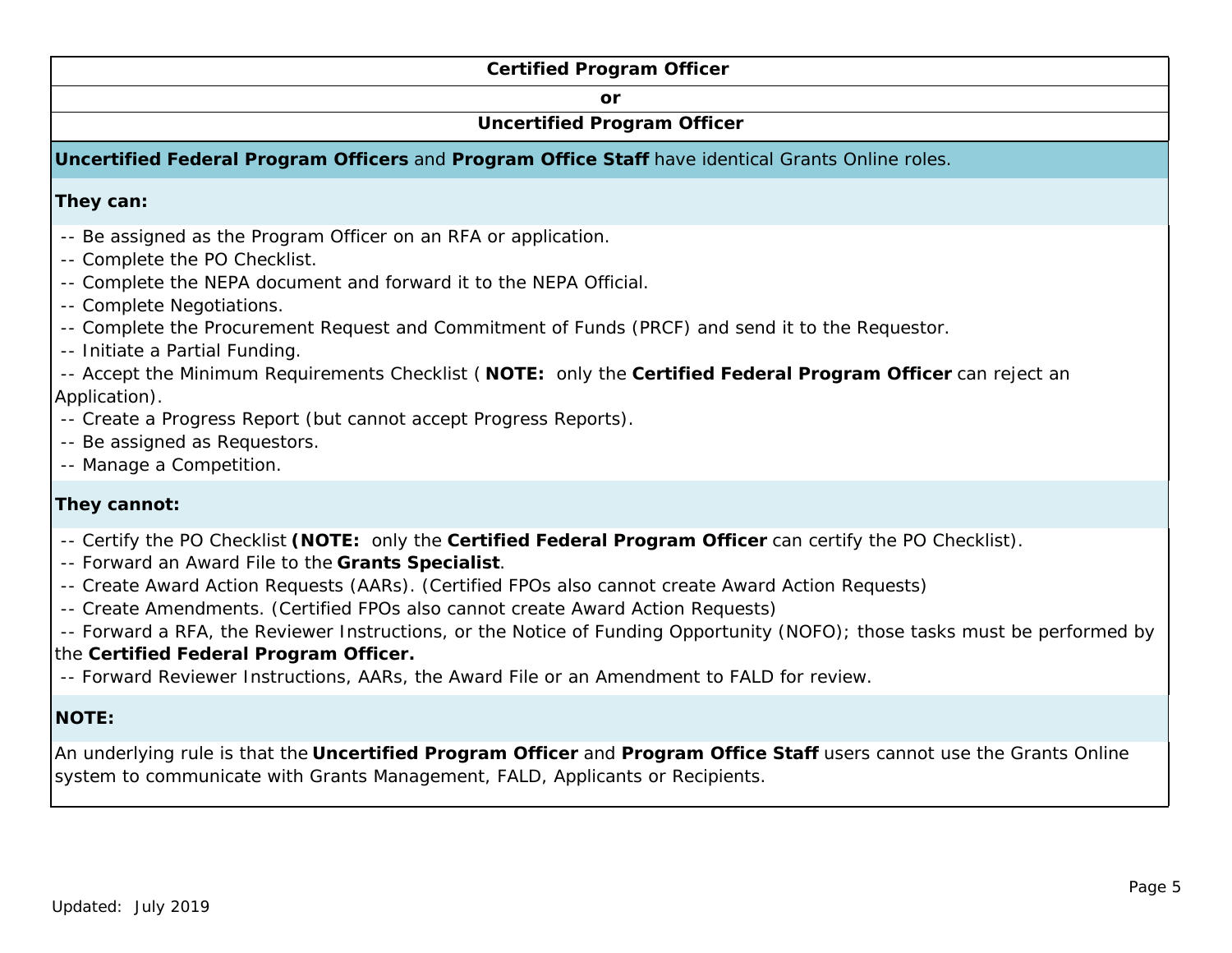**Certified Program Officer**

**or**

**Uncertified Program Officer**

**Uncertified Federal Program Officers** and **Program Office Staff** have identical Grants Online roles.

**They can:**

-- Be assigned as the Program Officer on an RFA or application.
-- Complete the PO Checklist.
-- Complete the NEPA document and forward it to the NEPA Official.
-- Complete Negotiations.
-- Complete the Procurement Request and Commitment of Funds (PRCF) and send it to the Requestor.
-- Initiate a Partial Funding.
-- Accept the Minimum Requirements Checklist ( **NOTE:** only the **Certified Federal Program Officer** can reject an Application).
-- Create a Progress Report (but cannot accept Progress Reports).
-- Be assigned as Requestors.
-- Manage a Competition.

**They cannot:**

-- Certify the PO Checklist **(NOTE:** only the **Certified Federal Program Officer** can certify the PO Checklist).
-- Forward an Award File to the **Grants Specialist**.
-- Create Award Action Requests (AARs). (Certified FPOs also cannot create Award Action Requests)
-- Create Amendments. (Certified FPOs also cannot create Award Action Requests)
-- Forward a RFA, the Reviewer Instructions, or the Notice of Funding Opportunity (NOFO); those tasks must be performed by the **Certified Federal Program Officer.**
-- Forward Reviewer Instructions, AARs, the Award File or an Amendment to FALD for review.

**NOTE:**

An underlying rule is that the **Uncertified Program Officer** and **Program Office Staff** users cannot use the Grants Online system to communicate with Grants Management, FALD, Applicants or Recipients.

Updated: July 2019